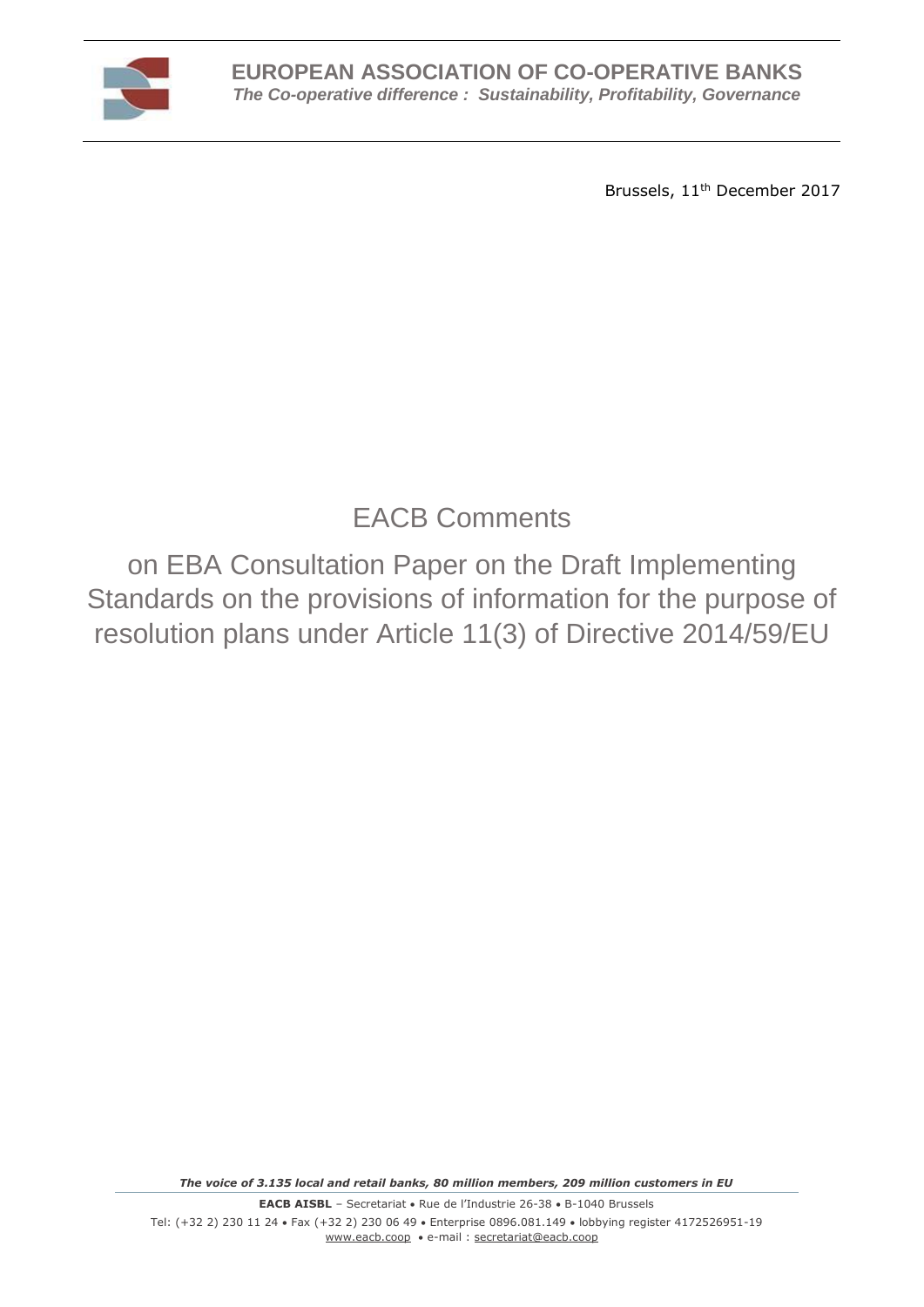**EUROPEAN ASSOCIATION OF CO-OPERATIVE BANKS**

***The Co-operative difference : Sustainability, Profitability, Governance***

Brussels, 11th December 2017

# EACB Comments

## on EBA Consultation Paper on the Draft Implementing Standards on the provisions of information for the purpose of resolution plans under Article 11(3) of Directive 2014/59/EU

***The voice of 3.135 local and retail banks, 80 million members, 209 million customers in EU***

**EACB AISBL** – Secretariat • Rue de l'Industrie 26-38 • B-1040 Brussels
Tel: (+32 2) 230 11 24 • Fax (+32 2) 230 06 49 • Enterprise 0896.081.149 • lobbying register 4172526951-19
www.eacb.coop • e-mail : secretariat@eacb.coop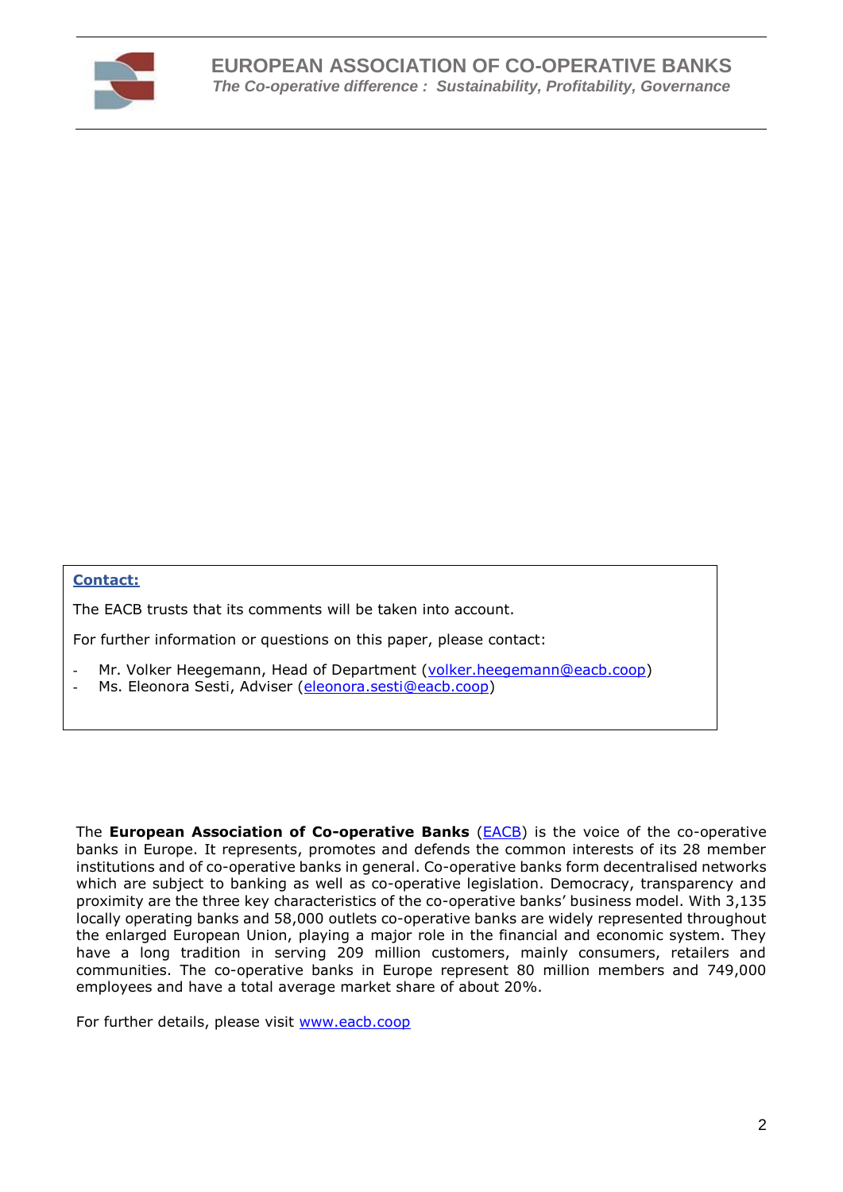**Contact:**

The EACB trusts that its comments will be taken into account.

For further information or questions on this paper, please contact:

- Mr. Volker Heegemann, Head of Department (volker.heegemann@eacb.coop)
- Ms. Eleonora Sesti, Adviser (eleonora.sesti@eacb.coop)

The **European Association of Co-operative Banks** (EACB) is the voice of the co-operative banks in Europe. It represents, promotes and defends the common interests of its 28 member institutions and of co-operative banks in general. Co-operative banks form decentralised networks which are subject to banking as well as co-operative legislation. Democracy, transparency and proximity are the three key characteristics of the co-operative banks' business model. With 3,135 locally operating banks and 58,000 outlets co-operative banks are widely represented throughout the enlarged European Union, playing a major role in the financial and economic system. They have a long tradition in serving 209 million customers, mainly consumers, retailers and communities. The co-operative banks in Europe represent 80 million members and 749,000 employees and have a total average market share of about 20%.

For further details, please visit www.eacb.coop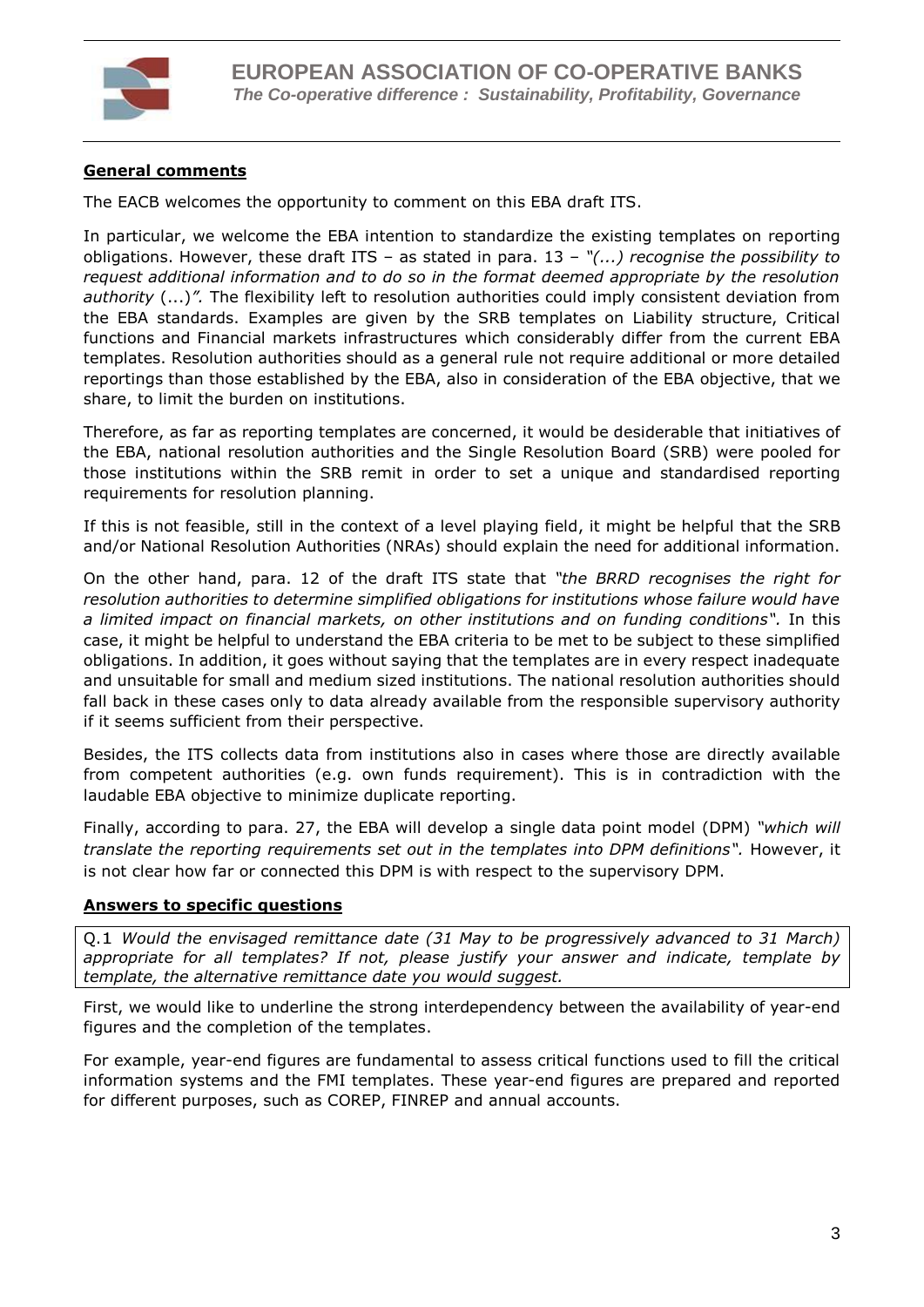## General comments

The EACB welcomes the opportunity to comment on this EBA draft ITS.

In particular, we welcome the EBA intention to standardize the existing templates on reporting obligations. However, these draft ITS – as stated in para. 13 – *"(...) recognise the possibility to request additional information and to do so in the format deemed appropriate by the resolution authority* (...)*".* The flexibility left to resolution authorities could imply consistent deviation from the EBA standards. Examples are given by the SRB templates on Liability structure, Critical functions and Financial markets infrastructures which considerably differ from the current EBA templates. Resolution authorities should as a general rule not require additional or more detailed reportings than those established by the EBA, also in consideration of the EBA objective, that we share, to limit the burden on institutions.

Therefore, as far as reporting templates are concerned, it would be desiderable that initiatives of the EBA, national resolution authorities and the Single Resolution Board (SRB) were pooled for those institutions within the SRB remit in order to set a unique and standardised reporting requirements for resolution planning.

If this is not feasible, still in the context of a level playing field, it might be helpful that the SRB and/or National Resolution Authorities (NRAs) should explain the need for additional information.

On the other hand, para. 12 of the draft ITS state that *"the BRRD recognises the right for resolution authorities to determine simplified obligations for institutions whose failure would have a limited impact on financial markets, on other institutions and on funding conditions".* In this case, it might be helpful to understand the EBA criteria to be met to be subject to these simplified obligations. In addition, it goes without saying that the templates are in every respect inadequate and unsuitable for small and medium sized institutions. The national resolution authorities should fall back in these cases only to data already available from the responsible supervisory authority if it seems sufficient from their perspective.

Besides, the ITS collects data from institutions also in cases where those are directly available from competent authorities (e.g. own funds requirement). This is in contradiction with the laudable EBA objective to minimize duplicate reporting.

Finally, according to para. 27, the EBA will develop a single data point model (DPM) *"which will translate the reporting requirements set out in the templates into DPM definitions".* However, it is not clear how far or connected this DPM is with respect to the supervisory DPM.

## Answers to specific questions

Q.1 *Would the envisaged remittance date (31 May to be progressively advanced to 31 March) appropriate for all templates? If not, please justify your answer and indicate, template by template, the alternative remittance date you would suggest.*

First, we would like to underline the strong interdependency between the availability of year-end figures and the completion of the templates.

For example, year-end figures are fundamental to assess critical functions used to fill the critical information systems and the FMI templates. These year-end figures are prepared and reported for different purposes, such as COREP, FINREP and annual accounts.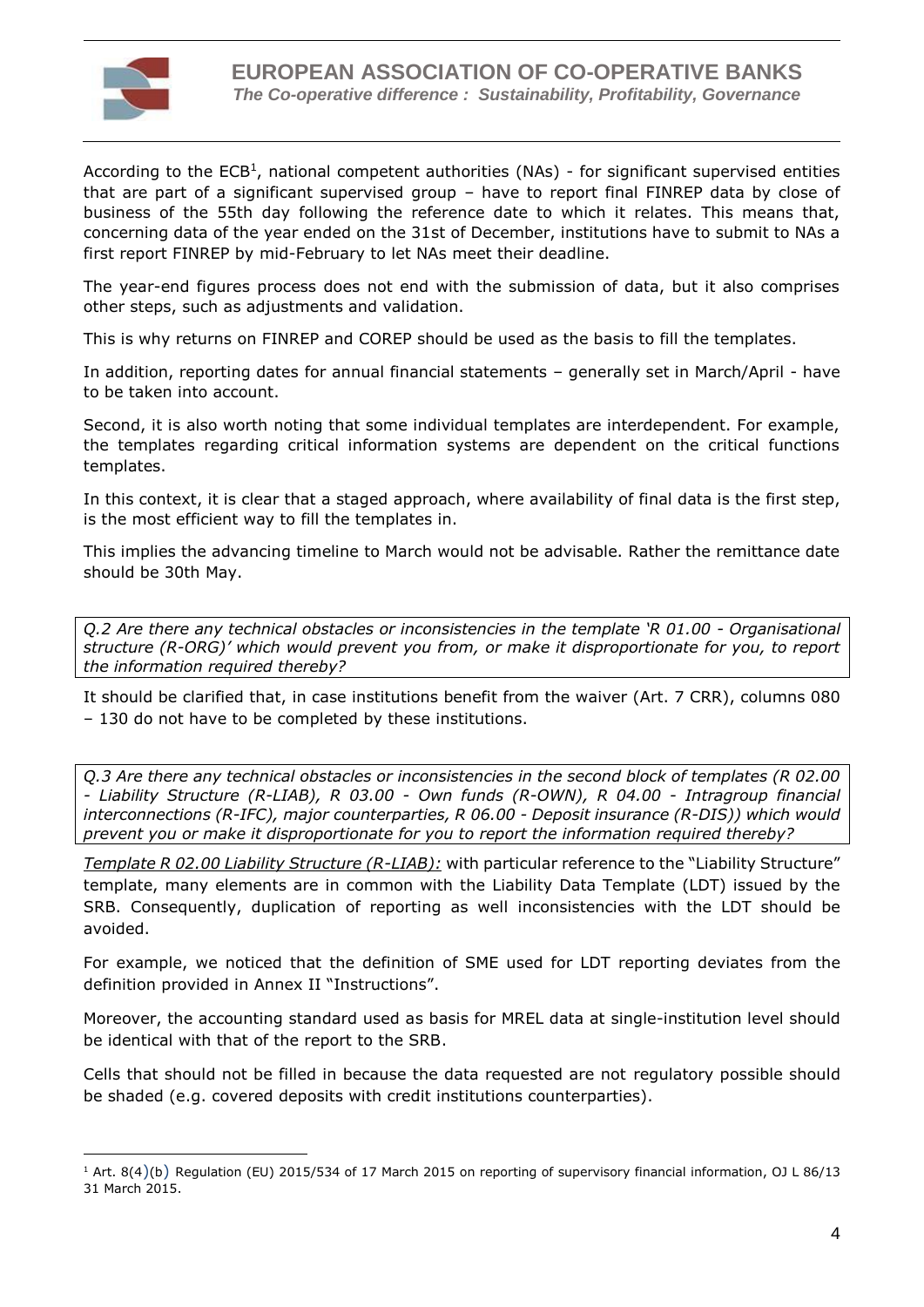According to the ECB[1], national competent authorities (NAs) - for significant supervised entities that are part of a significant supervised group – have to report final FINREP data by close of business of the 55th day following the reference date to which it relates. This means that, concerning data of the year ended on the 31st of December, institutions have to submit to NAs a first report FINREP by mid-February to let NAs meet their deadline.

The year-end figures process does not end with the submission of data, but it also comprises other steps, such as adjustments and validation.

This is why returns on FINREP and COREP should be used as the basis to fill the templates.

In addition, reporting dates for annual financial statements – generally set in March/April - have to be taken into account.

Second, it is also worth noting that some individual templates are interdependent. For example, the templates regarding critical information systems are dependent on the critical functions templates.

In this context, it is clear that a staged approach, where availability of final data is the first step, is the most efficient way to fill the templates in.

This implies the advancing timeline to March would not be advisable. Rather the remittance date should be 30th May.

*Q.2 Are there any technical obstacles or inconsistencies in the template 'R 01.00 - Organisational structure (R-ORG)' which would prevent you from, or make it disproportionate for you, to report the information required thereby?*

It should be clarified that, in case institutions benefit from the waiver (Art. 7 CRR), columns 080 – 130 do not have to be completed by these institutions.

*Q.3 Are there any technical obstacles or inconsistencies in the second block of templates (R 02.00 - Liability Structure (R-LIAB), R 03.00 - Own funds (R-OWN), R 04.00 - Intragroup financial interconnections (R-IFC), major counterparties, R 06.00 - Deposit insurance (R-DIS)) which would prevent you or make it disproportionate for you to report the information required thereby?*

*Template R 02.00 Liability Structure (R-LIAB):* with particular reference to the "Liability Structure" template, many elements are in common with the Liability Data Template (LDT) issued by the SRB. Consequently, duplication of reporting as well inconsistencies with the LDT should be avoided.

For example, we noticed that the definition of SME used for LDT reporting deviates from the definition provided in Annex II "Instructions".

Moreover, the accounting standard used as basis for MREL data at single-institution level should be identical with that of the report to the SRB.

Cells that should not be filled in because the data requested are not regulatory possible should be shaded (e.g. covered deposits with credit institutions counterparties).

---

[1] Art. 8(4)(b) Regulation (EU) 2015/534 of 17 March 2015 on reporting of supervisory financial information, OJ L 86/13 31 March 2015.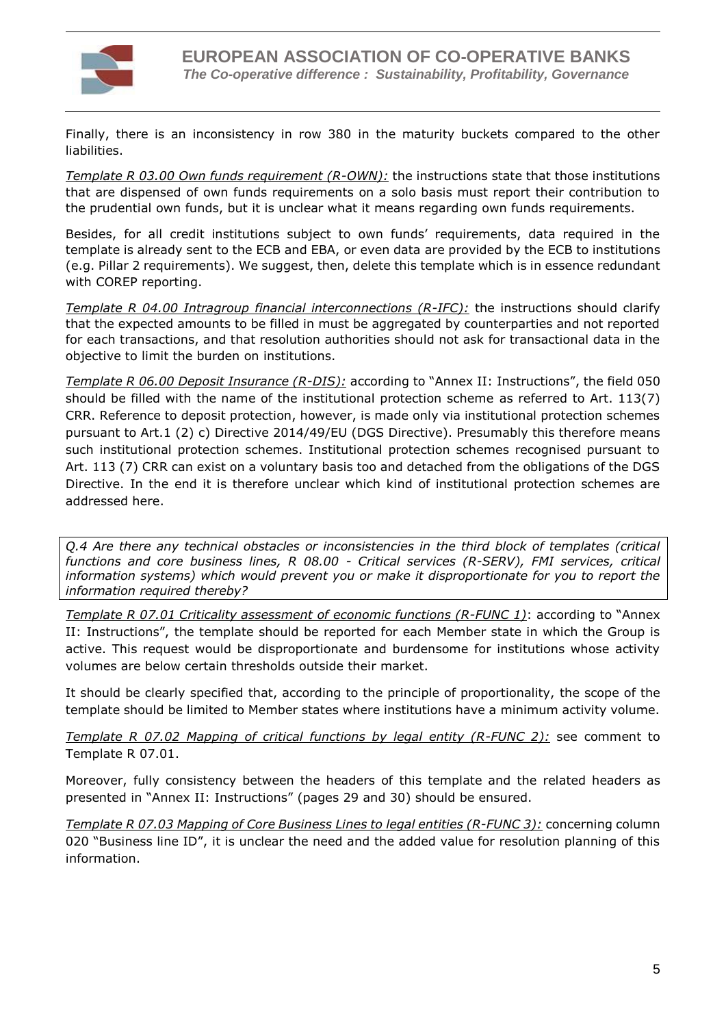Finally, there is an inconsistency in row 380 in the maturity buckets compared to the other liabilities.

*Template R 03.00 Own funds requirement (R-OWN):* the instructions state that those institutions that are dispensed of own funds requirements on a solo basis must report their contribution to the prudential own funds, but it is unclear what it means regarding own funds requirements.

Besides, for all credit institutions subject to own funds' requirements, data required in the template is already sent to the ECB and EBA, or even data are provided by the ECB to institutions (e.g. Pillar 2 requirements). We suggest, then, delete this template which is in essence redundant with COREP reporting.

*Template R 04.00 Intragroup financial interconnections (R-IFC):* the instructions should clarify that the expected amounts to be filled in must be aggregated by counterparties and not reported for each transactions, and that resolution authorities should not ask for transactional data in the objective to limit the burden on institutions.

*Template R 06.00 Deposit Insurance (R-DIS):* according to "Annex II: Instructions", the field 050 should be filled with the name of the institutional protection scheme as referred to Art. 113(7) CRR. Reference to deposit protection, however, is made only via institutional protection schemes pursuant to Art.1 (2) c) Directive 2014/49/EU (DGS Directive). Presumably this therefore means such institutional protection schemes. Institutional protection schemes recognised pursuant to Art. 113 (7) CRR can exist on a voluntary basis too and detached from the obligations of the DGS Directive. In the end it is therefore unclear which kind of institutional protection schemes are addressed here.

*Q.4 Are there any technical obstacles or inconsistencies in the third block of templates (critical functions and core business lines, R 08.00 - Critical services (R-SERV), FMI services, critical information systems) which would prevent you or make it disproportionate for you to report the information required thereby?*

*Template R 07.01 Criticality assessment of economic functions (R-FUNC 1)*: according to "Annex II: Instructions", the template should be reported for each Member state in which the Group is active. This request would be disproportionate and burdensome for institutions whose activity volumes are below certain thresholds outside their market.

It should be clearly specified that, according to the principle of proportionality, the scope of the template should be limited to Member states where institutions have a minimum activity volume.

*Template R 07.02 Mapping of critical functions by legal entity (R-FUNC 2):* see comment to Template R 07.01.

Moreover, fully consistency between the headers of this template and the related headers as presented in "Annex II: Instructions" (pages 29 and 30) should be ensured.

*Template R 07.03 Mapping of Core Business Lines to legal entities (R-FUNC 3):* concerning column 020 "Business line ID", it is unclear the need and the added value for resolution planning of this information.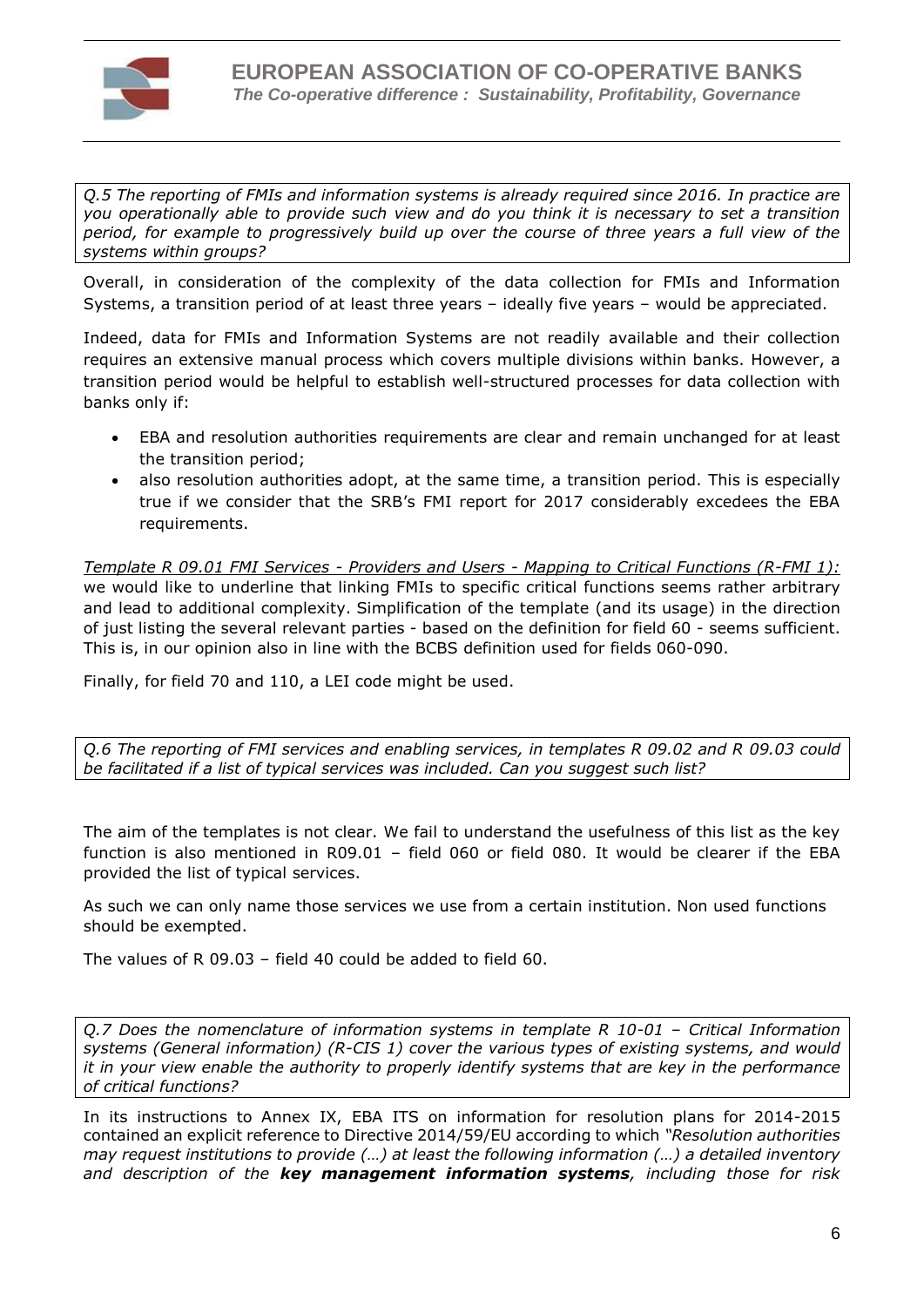*Q.5 The reporting of FMIs and information systems is already required since 2016. In practice are you operationally able to provide such view and do you think it is necessary to set a transition period, for example to progressively build up over the course of three years a full view of the systems within groups?*

Overall, in consideration of the complexity of the data collection for FMIs and Information Systems, a transition period of at least three years – ideally five years – would be appreciated.

Indeed, data for FMIs and Information Systems are not readily available and their collection requires an extensive manual process which covers multiple divisions within banks. However, a transition period would be helpful to establish well-structured processes for data collection with banks only if:

- EBA and resolution authorities requirements are clear and remain unchanged for at least the transition period;
- also resolution authorities adopt, at the same time, a transition period. This is especially true if we consider that the SRB's FMI report for 2017 considerably excedees the EBA requirements.

*Template R 09.01 FMI Services - Providers and Users - Mapping to Critical Functions (R-FMI 1):* we would like to underline that linking FMIs to specific critical functions seems rather arbitrary and lead to additional complexity. Simplification of the template (and its usage) in the direction of just listing the several relevant parties - based on the definition for field 60 - seems sufficient. This is, in our opinion also in line with the BCBS definition used for fields 060-090.

Finally, for field 70 and 110, a LEI code might be used.

*Q.6 The reporting of FMI services and enabling services, in templates R 09.02 and R 09.03 could be facilitated if a list of typical services was included. Can you suggest such list?*

The aim of the templates is not clear. We fail to understand the usefulness of this list as the key function is also mentioned in R09.01 – field 060 or field 080. It would be clearer if the EBA provided the list of typical services.

As such we can only name those services we use from a certain institution. Non used functions should be exempted.

The values of R 09.03 – field 40 could be added to field 60.

*Q.7 Does the nomenclature of information systems in template R 10-01 – Critical Information systems (General information) (R-CIS 1) cover the various types of existing systems, and would it in your view enable the authority to properly identify systems that are key in the performance of critical functions?*

In its instructions to Annex IX, EBA ITS on information for resolution plans for 2014-2015 contained an explicit reference to Directive 2014/59/EU according to which *"Resolution authorities may request institutions to provide (…) at least the following information (…) a detailed inventory and description of the* ***key management information systems****, including those for risk*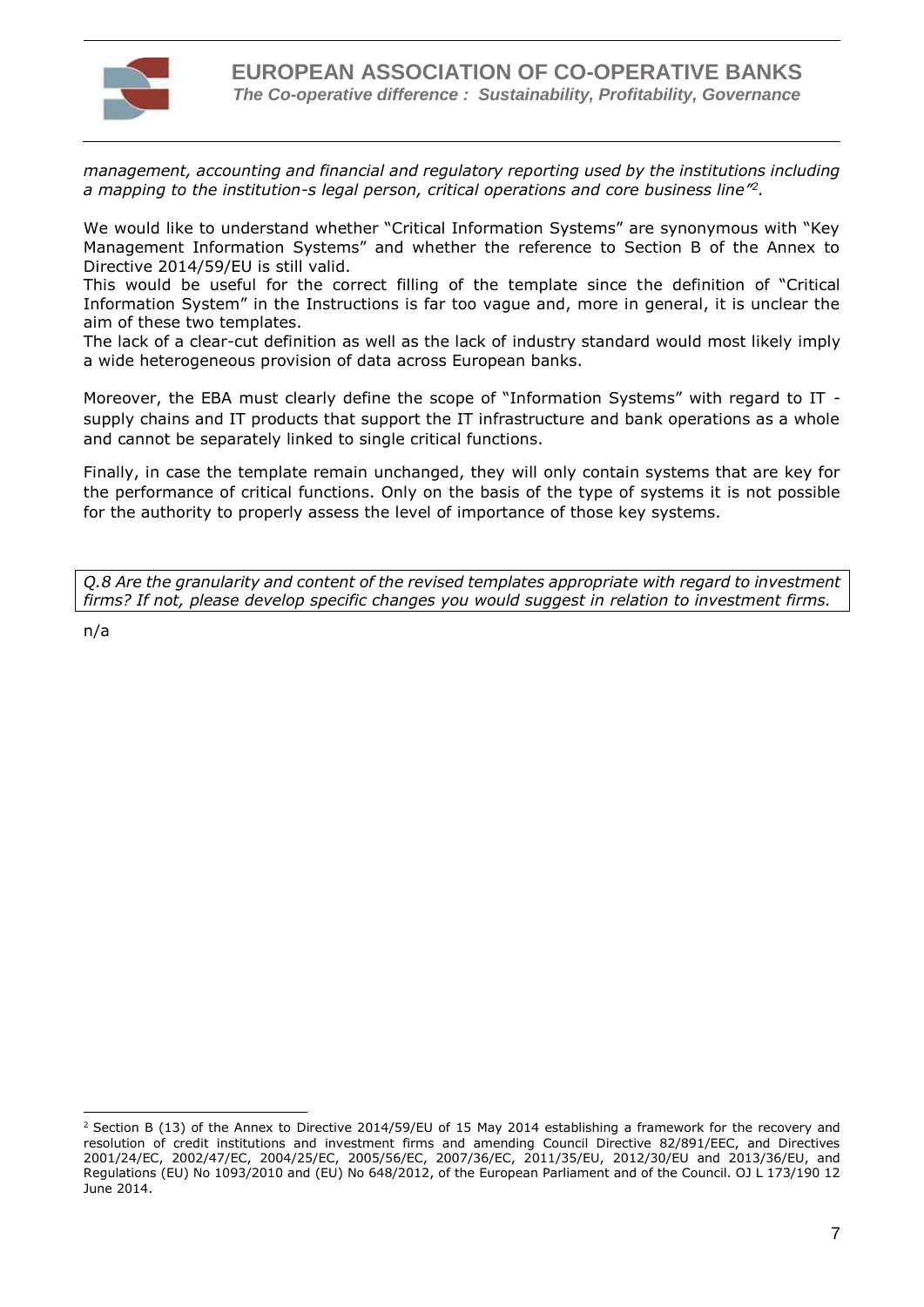*management, accounting and financial and regulatory reporting used by the institutions including a mapping to the institution-s legal person, critical operations and core business line"*[2].

We would like to understand whether "Critical Information Systems" are synonymous with "Key Management Information Systems" and whether the reference to Section B of the Annex to Directive 2014/59/EU is still valid.
This would be useful for the correct filling of the template since the definition of "Critical Information System" in the Instructions is far too vague and, more in general, it is unclear the aim of these two templates.
The lack of a clear-cut definition as well as the lack of industry standard would most likely imply a wide heterogeneous provision of data across European banks.

Moreover, the EBA must clearly define the scope of "Information Systems" with regard to IT - supply chains and IT products that support the IT infrastructure and bank operations as a whole and cannot be separately linked to single critical functions.

Finally, in case the template remain unchanged, they will only contain systems that are key for the performance of critical functions. Only on the basis of the type of systems it is not possible for the authority to properly assess the level of importance of those key systems.

*Q.8 Are the granularity and content of the revised templates appropriate with regard to investment firms? If not, please develop specific changes you would suggest in relation to investment firms.*

n/a

[2] Section B (13) of the Annex to Directive 2014/59/EU of 15 May 2014 establishing a framework for the recovery and resolution of credit institutions and investment firms and amending Council Directive 82/891/EEC, and Directives 2001/24/EC, 2002/47/EC, 2004/25/EC, 2005/56/EC, 2007/36/EC, 2011/35/EU, 2012/30/EU and 2013/36/EU, and Regulations (EU) No 1093/2010 and (EU) No 648/2012, of the European Parliament and of the Council. OJ L 173/190 12 June 2014.